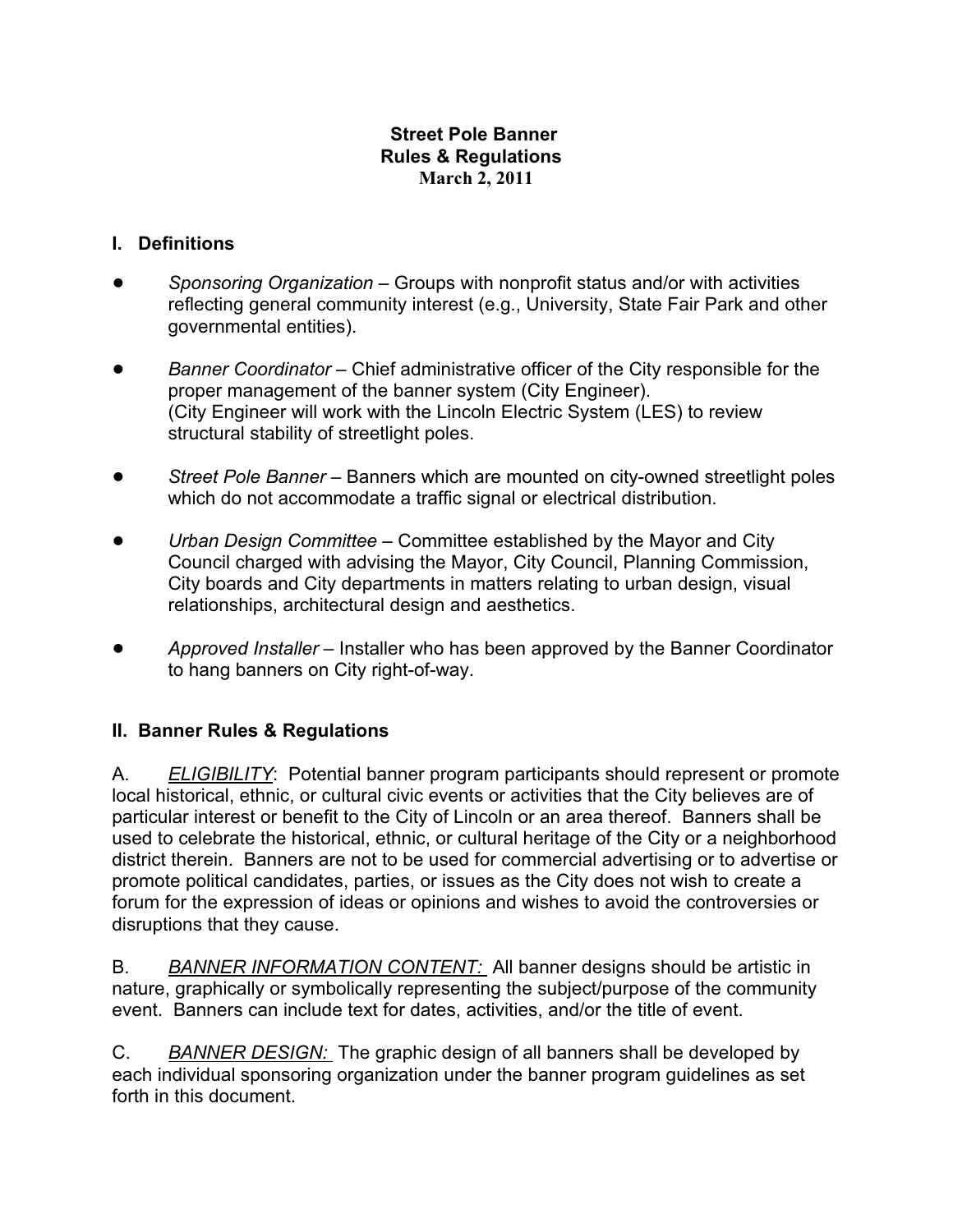# Street Pole Banner
# Rules & Regulations
**March 2, 2011**

## I. Definitions

- *Sponsoring Organization* – Groups with nonprofit status and/or with activities reflecting general community interest (e.g., University, State Fair Park and other governmental entities).

- *Banner Coordinator* – Chief administrative officer of the City responsible for the proper management of the banner system (City Engineer). (City Engineer will work with the Lincoln Electric System (LES) to review structural stability of streetlight poles.

- *Street Pole Banner* – Banners which are mounted on city-owned streetlight poles which do not accommodate a traffic signal or electrical distribution.

- *Urban Design Committee* – Committee established by the Mayor and City Council charged with advising the Mayor, City Council, Planning Commission, City boards and City departments in matters relating to urban design, visual relationships, architectural design and aesthetics.

- *Approved Installer* – Installer who has been approved by the Banner Coordinator to hang banners on City right-of-way.

## II. Banner Rules & Regulations

A. *ELIGIBILITY*: Potential banner program participants should represent or promote local historical, ethnic, or cultural civic events or activities that the City believes are of particular interest or benefit to the City of Lincoln or an area thereof. Banners shall be used to celebrate the historical, ethnic, or cultural heritage of the City or a neighborhood district therein. Banners are not to be used for commercial advertising or to advertise or promote political candidates, parties, or issues as the City does not wish to create a forum for the expression of ideas or opinions and wishes to avoid the controversies or disruptions that they cause.

B. *BANNER INFORMATION CONTENT:* All banner designs should be artistic in nature, graphically or symbolically representing the subject/purpose of the community event. Banners can include text for dates, activities, and/or the title of event.

C. *BANNER DESIGN:* The graphic design of all banners shall be developed by each individual sponsoring organization under the banner program guidelines as set forth in this document.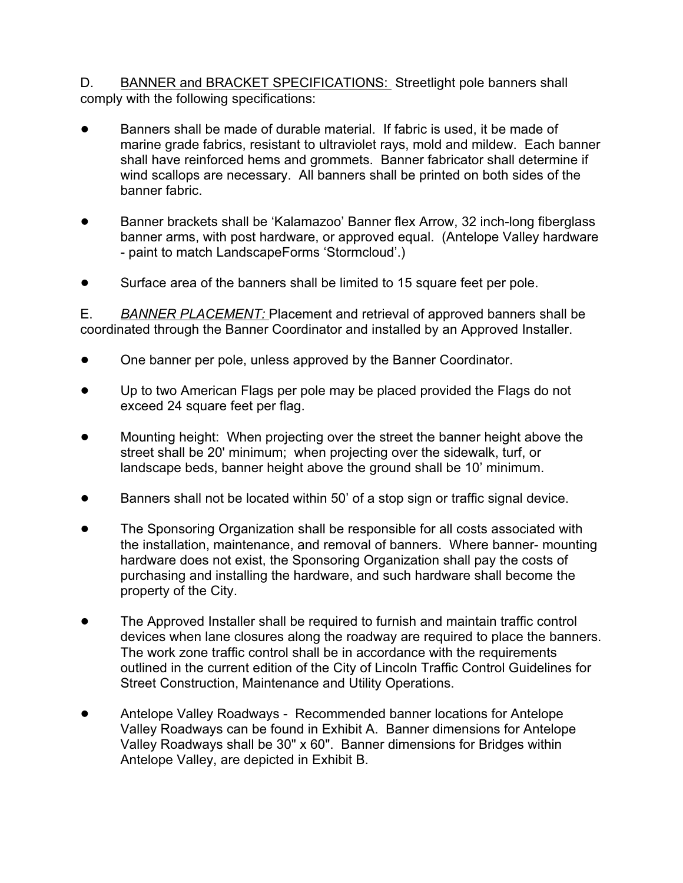D. <u>BANNER and BRACKET SPECIFICATIONS:</u> Streetlight pole banners shall comply with the following specifications:

- Banners shall be made of durable material. If fabric is used, it be made of marine grade fabrics, resistant to ultraviolet rays, mold and mildew. Each banner shall have reinforced hems and grommets. Banner fabricator shall determine if wind scallops are necessary. All banners shall be printed on both sides of the banner fabric.

- Banner brackets shall be 'Kalamazoo' Banner flex Arrow, 32 inch-long fiberglass banner arms, with post hardware, or approved equal. (Antelope Valley hardware - paint to match LandscapeForms 'Stormcloud'.)

- Surface area of the banners shall be limited to 15 square feet per pole.

E. <u>*BANNER PLACEMENT:*</u> Placement and retrieval of approved banners shall be coordinated through the Banner Coordinator and installed by an Approved Installer.

- One banner per pole, unless approved by the Banner Coordinator.

- Up to two American Flags per pole may be placed provided the Flags do not exceed 24 square feet per flag.

- Mounting height: When projecting over the street the banner height above the street shall be 20' minimum; when projecting over the sidewalk, turf, or landscape beds, banner height above the ground shall be 10' minimum.

- Banners shall not be located within 50' of a stop sign or traffic signal device.

- The Sponsoring Organization shall be responsible for all costs associated with the installation, maintenance, and removal of banners. Where banner- mounting hardware does not exist, the Sponsoring Organization shall pay the costs of purchasing and installing the hardware, and such hardware shall become the property of the City.

- The Approved Installer shall be required to furnish and maintain traffic control devices when lane closures along the roadway are required to place the banners. The work zone traffic control shall be in accordance with the requirements outlined in the current edition of the City of Lincoln Traffic Control Guidelines for Street Construction, Maintenance and Utility Operations.

- Antelope Valley Roadways - Recommended banner locations for Antelope Valley Roadways can be found in Exhibit A. Banner dimensions for Antelope Valley Roadways shall be 30" x 60". Banner dimensions for Bridges within Antelope Valley, are depicted in Exhibit B.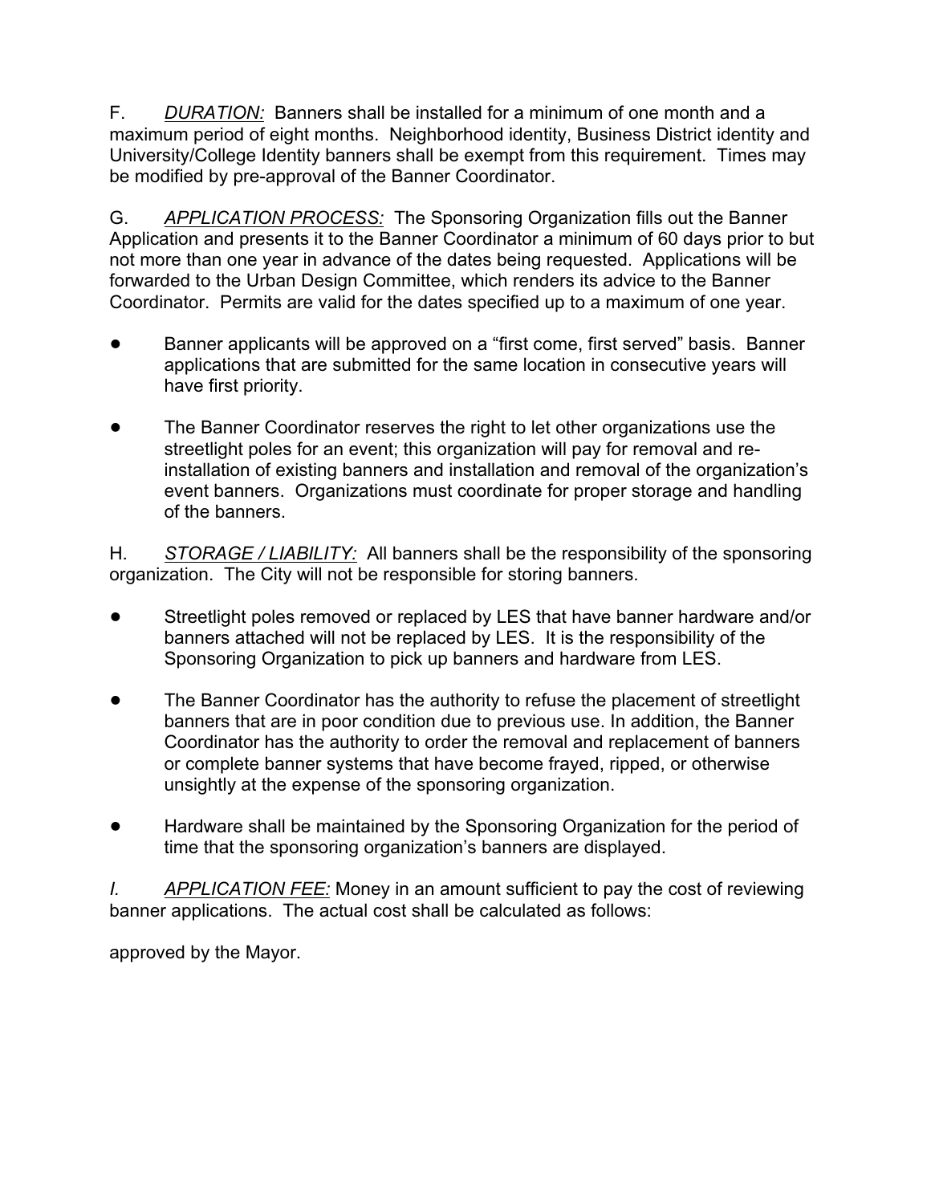F. *<u>DURATION:</u>* Banners shall be installed for a minimum of one month and a maximum period of eight months. Neighborhood identity, Business District identity and University/College Identity banners shall be exempt from this requirement. Times may be modified by pre-approval of the Banner Coordinator.

G. *<u>APPLICATION PROCESS:</u>* The Sponsoring Organization fills out the Banner Application and presents it to the Banner Coordinator a minimum of 60 days prior to but not more than one year in advance of the dates being requested. Applications will be forwarded to the Urban Design Committee, which renders its advice to the Banner Coordinator. Permits are valid for the dates specified up to a maximum of one year.

- Banner applicants will be approved on a "first come, first served" basis. Banner applications that are submitted for the same location in consecutive years will have first priority.
- The Banner Coordinator reserves the right to let other organizations use the streetlight poles for an event; this organization will pay for removal and re-installation of existing banners and installation and removal of the organization's event banners. Organizations must coordinate for proper storage and handling of the banners.

H. *<u>STORAGE / LIABILITY:</u>* All banners shall be the responsibility of the sponsoring organization. The City will not be responsible for storing banners.

- Streetlight poles removed or replaced by LES that have banner hardware and/or banners attached will not be replaced by LES. It is the responsibility of the Sponsoring Organization to pick up banners and hardware from LES.
- The Banner Coordinator has the authority to refuse the placement of streetlight banners that are in poor condition due to previous use. In addition, the Banner Coordinator has the authority to order the removal and replacement of banners or complete banner systems that have become frayed, ripped, or otherwise unsightly at the expense of the sponsoring organization.
- Hardware shall be maintained by the Sponsoring Organization for the period of time that the sponsoring organization's banners are displayed.

*I.* *<u>APPLICATION FEE:</u>* Money in an amount sufficient to pay the cost of reviewing banner applications. The actual cost shall be calculated as follows:

approved by the Mayor.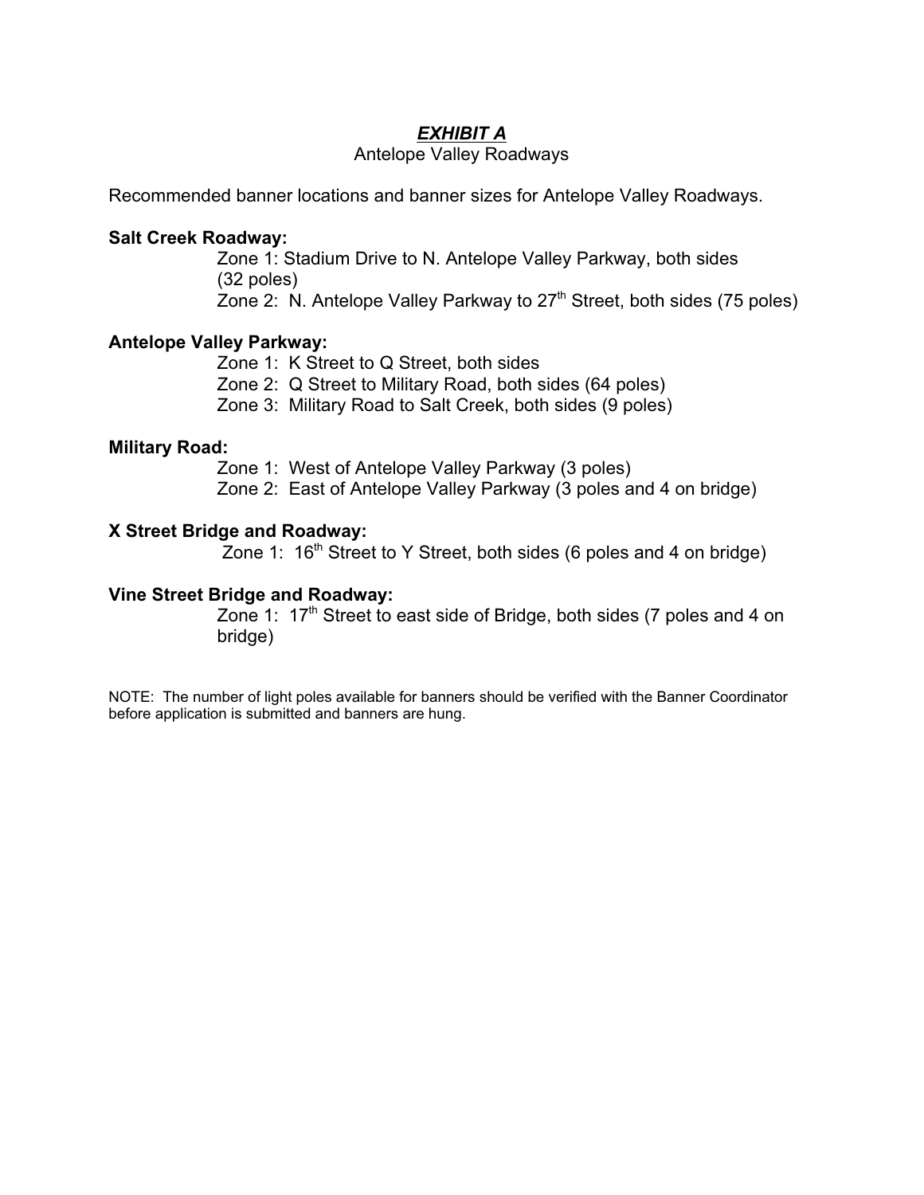# *EXHIBIT A*

Antelope Valley Roadways

Recommended banner locations and banner sizes for Antelope Valley Roadways.

**Salt Creek Roadway:**

Zone 1: Stadium Drive to N. Antelope Valley Parkway, both sides (32 poles)
Zone 2: N. Antelope Valley Parkway to 27th Street, both sides (75 poles)

**Antelope Valley Parkway:**

Zone 1: K Street to Q Street, both sides
Zone 2: Q Street to Military Road, both sides (64 poles)
Zone 3: Military Road to Salt Creek, both sides (9 poles)

**Military Road:**

Zone 1: West of Antelope Valley Parkway (3 poles)
Zone 2: East of Antelope Valley Parkway (3 poles and 4 on bridge)

**X Street Bridge and Roadway:**

Zone 1: 16th Street to Y Street, both sides (6 poles and 4 on bridge)

**Vine Street Bridge and Roadway:**

Zone 1: 17th Street to east side of Bridge, both sides (7 poles and 4 on bridge)

NOTE: The number of light poles available for banners should be verified with the Banner Coordinator before application is submitted and banners are hung.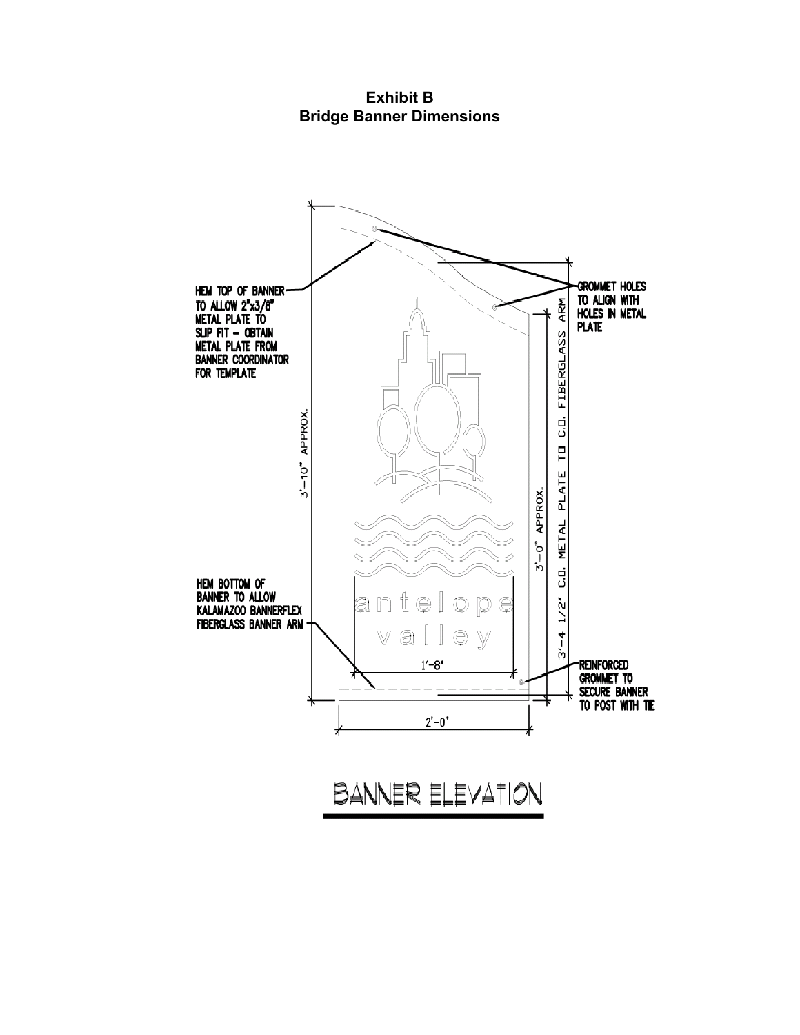**Exhibit B**
**Bridge Banner Dimensions**

HEM TOP OF BANNER TO ALLOW 2"x3/8" METAL PLATE TO SLIP FIT – OBTAIN METAL PLATE FROM BANNER COORDINATOR FOR TEMPLATE

GROMMET HOLES TO ALIGN WITH HOLES IN METAL PLATE

3'-10" APPROX.

3'-0" APPROX.

3'-4 1/2" C.O. METAL PLATE TO C.O. FIBERGLASS ARM

antelope valley

HEM BOTTOM OF BANNER TO ALLOW KALAMAZOO BANNERFLEX FIBERGLASS BANNER ARM

1'-8"

REINFORCED GROMMET TO SECURE BANNER TO POST WITH TIE

2'-0"

BANNER ELEVATION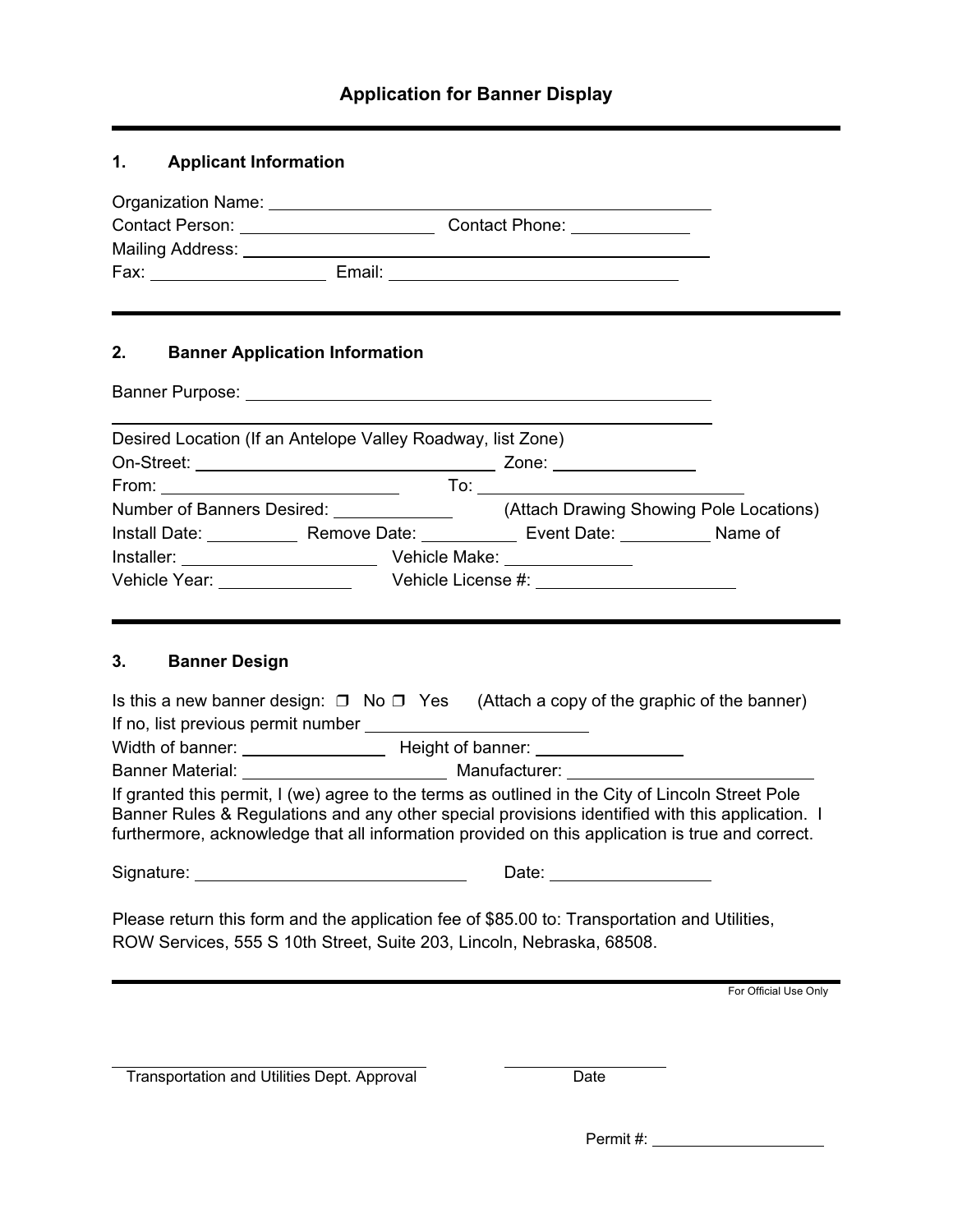# Application for Banner Display

---

## 1. Applicant Information

Organization Name: ______________________________________________

Contact Person: ____________________ Contact Phone: ____________

Mailing Address: ______________________________________________

Fax: _________________ Email: ______________________________

---

## 2. Banner Application Information

Banner Purpose: ______________________________________________

______________________________________________________________

Desired Location (If an Antelope Valley Roadway, list Zone)

On-Street: ________________________________ Zone: ______________

From: __________________________ To: ____________________________

Number of Banners Desired: ___________ (Attach Drawing Showing Pole Locations)

Install Date: _________ Remove Date: __________ Event Date: _________ Name of Installer: ____________________ Vehicle Make: ____________

Vehicle Year: _____________ Vehicle License #: ____________________

---

## 3. Banner Design

Is this a new banner design: ❒ No ❒ Yes (Attach a copy of the graphic of the banner)

If no, list previous permit number ______________________

Width of banner: ______________ Height of banner: ______________

Banner Material: ____________________ Manufacturer: ________________________

If granted this permit, I (we) agree to the terms as outlined in the City of Lincoln Street Pole Banner Rules & Regulations and any other special provisions identified with this application. I furthermore, acknowledge that all information provided on this application is true and correct.

Signature: ____________________________ Date: ________________

Please return this form and the application fee of $85.00 to: Transportation and Utilities, ROW Services, 555 S 10th Street, Suite 203, Lincoln, Nebraska, 68508.

---

For Official Use Only

________________________________________ ____________________

Transportation and Utilities Dept. Approval Date

Permit #: ____________________